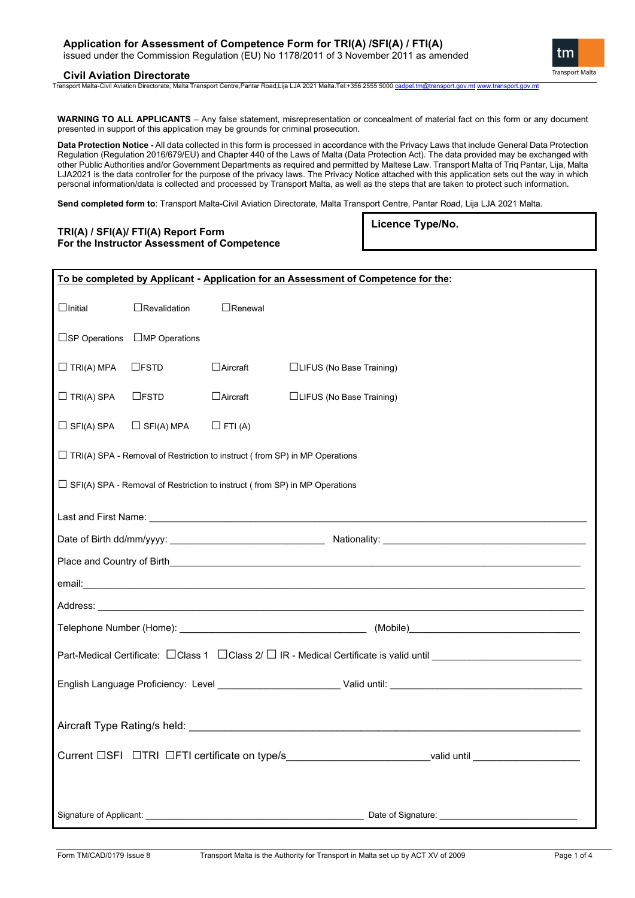# Application for Assessment of Competence Form for TRI(A) /SFI(A) / FTI(A)

issued under the Commission Regulation (EU) No 1178/2011 of 3 November 2011 as amended

**Civil Aviation Directorate**

Transport Malta-Civil Aviation Directorate, Malta Transport Centre,Pantar Road,Lija LJA 2021 Malta.Tel:+356 2555 5000 cadpel.tm@transport.gov.mt www.transport.gov.mt

**WARNING TO ALL APPLICANTS** – Any false statement, misrepresentation or concealment of material fact on this form or any document presented in support of this application may be grounds for criminal prosecution.

**Data Protection Notice -** All data collected in this form is processed in accordance with the Privacy Laws that include General Data Protection Regulation (Regulation 2016/679/EU) and Chapter 440 of the Laws of Malta (Data Protection Act). The data provided may be exchanged with other Public Authorities and/or Government Departments as required and permitted by Maltese Law. Transport Malta of Triq Pantar, Lija, Malta LJA2021 is the data controller for the purpose of the privacy laws. The Privacy Notice attached with this application sets out the way in which personal information/data is collected and processed by Transport Malta, as well as the steps that are taken to protect such information.

**Send completed form to**: Transport Malta-Civil Aviation Directorate, Malta Transport Centre, Pantar Road, Lija LJA 2021 Malta.

**TRI(A) / SFI(A)/ FTI(A) Report Form**
**For the Instructor Assessment of Competence**

**Licence Type/No.**

**To be completed by Applicant - Application for an Assessment of Competence for the:**

☐Initial ☐Revalidation ☐Renewal

☐SP Operations ☐MP Operations

☐ TRI(A) MPA ☐FSTD ☐Aircraft ☐LIFUS (No Base Training)

☐ TRI(A) SPA ☐FSTD ☐Aircraft ☐LIFUS (No Base Training)

☐ SFI(A) SPA ☐ SFI(A) MPA ☐ FTI (A)

☐ TRI(A) SPA - Removal of Restriction to instruct ( from SP) in MP Operations

☐ SFI(A) SPA - Removal of Restriction to instruct ( from SP) in MP Operations

Last and First Name: ______________________________

Date of Birth dd/mm/yyyy: ______________________________ Nationality: ______________________________

Place and Country of Birth______________________________

email:______________________________

Address: ______________________________

Telephone Number (Home): ______________________________ (Mobile)______________________________

Part-Medical Certificate: ☐Class 1 ☐Class 2/ ☐ IR - Medical Certificate is valid until ______________________________

English Language Proficiency: Level ______________________________ Valid until: ______________________________

Aircraft Type Rating/s held: ______________________________

Current ☐SFI ☐TRI ☐FTI certificate on type/s______________________________valid until ______________________________

Signature of Applicant: ______________________________ Date of Signature: ______________________________

Form TM/CAD/0179 Issue 8 Transport Malta is the Authority for Transport in Malta set up by ACT XV of 2009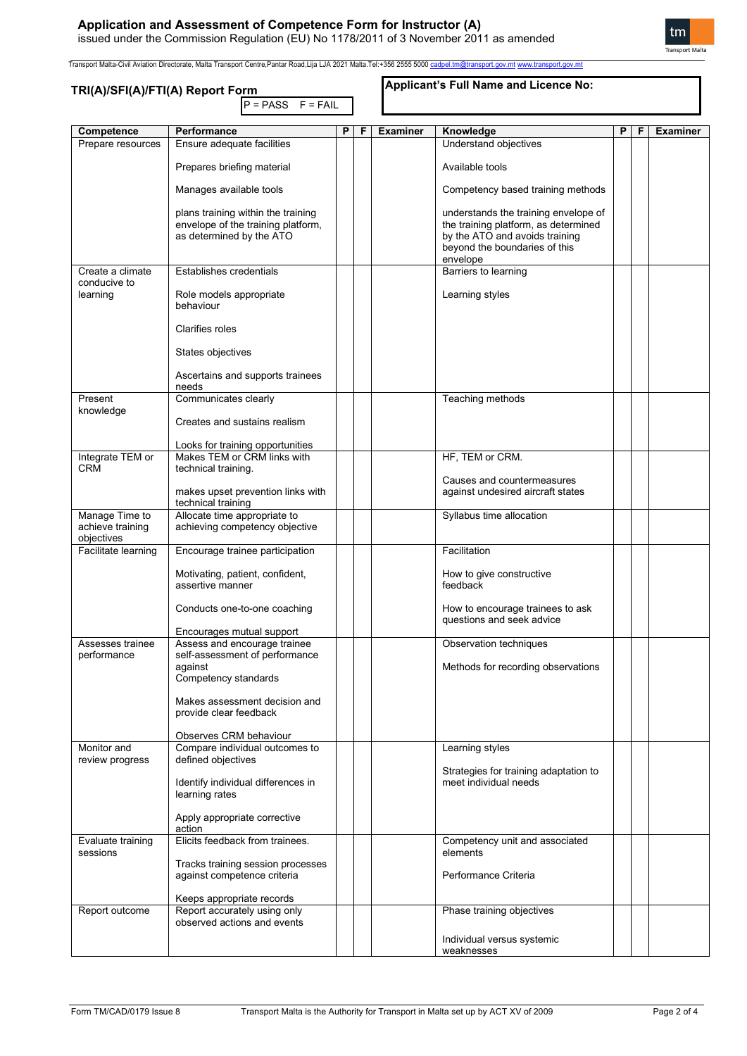## TRI(A)/SFI(A)/FTI(A) Report Form

P = PASS   F = FAIL

**Applicant's Full Name and Licence No:**

| Competence | Performance | P | F | Examiner | Knowledge | P | F | Examiner |
|---|---|---|---|---|---|---|---|---|
| Prepare resources | Ensure adequate facilities<br><br>Prepares briefing material<br><br>Manages available tools<br><br>plans training within the training envelope of the training platform, as determined by the ATO | | | | Understand objectives<br><br>Available tools<br><br>Competency based training methods<br><br>understands the training envelope of the training platform, as determined by the ATO and avoids training beyond the boundaries of this envelope | | | |
| Create a climate conducive to learning | Establishes credentials<br><br>Role models appropriate behaviour<br><br>Clarifies roles<br><br>States objectives<br><br>Ascertains and supports trainees needs | | | | Barriers to learning<br><br>Learning styles | | | |
| Present knowledge | Communicates clearly<br><br>Creates and sustains realism<br><br>Looks for training opportunities | | | | Teaching methods | | | |
| Integrate TEM or CRM | Makes TEM or CRM links with technical training.<br><br>makes upset prevention links with technical training | | | | HF, TEM or CRM.<br><br>Causes and countermeasures against undesired aircraft states | | | |
| Manage Time to achieve training objectives | Allocate time appropriate to achieving competency objective | | | | Syllabus time allocation | | | |
| Facilitate learning | Encourage trainee participation<br><br>Motivating, patient, confident, assertive manner<br><br>Conducts one-to-one coaching<br><br>Encourages mutual support | | | | Facilitation<br><br>How to give constructive feedback<br><br>How to encourage trainees to ask questions and seek advice | | | |
| Assesses trainee performance | Assess and encourage trainee self-assessment of performance against Competency standards<br><br>Makes assessment decision and provide clear feedback<br><br>Observes CRM behaviour | | | | Observation techniques<br><br>Methods for recording observations | | | |
| Monitor and review progress | Compare individual outcomes to defined objectives<br><br>Identify individual differences in learning rates<br><br>Apply appropriate corrective action | | | | Learning styles<br><br>Strategies for training adaptation to meet individual needs | | | |
| Evaluate training sessions | Elicits feedback from trainees.<br><br>Tracks training session processes against competence criteria<br><br>Keeps appropriate records | | | | Competency unit and associated elements<br><br>Performance Criteria | | | |
| Report outcome | Report accurately using only observed actions and events | | | | Phase training objectives<br><br>Individual versus systemic weaknesses | | | |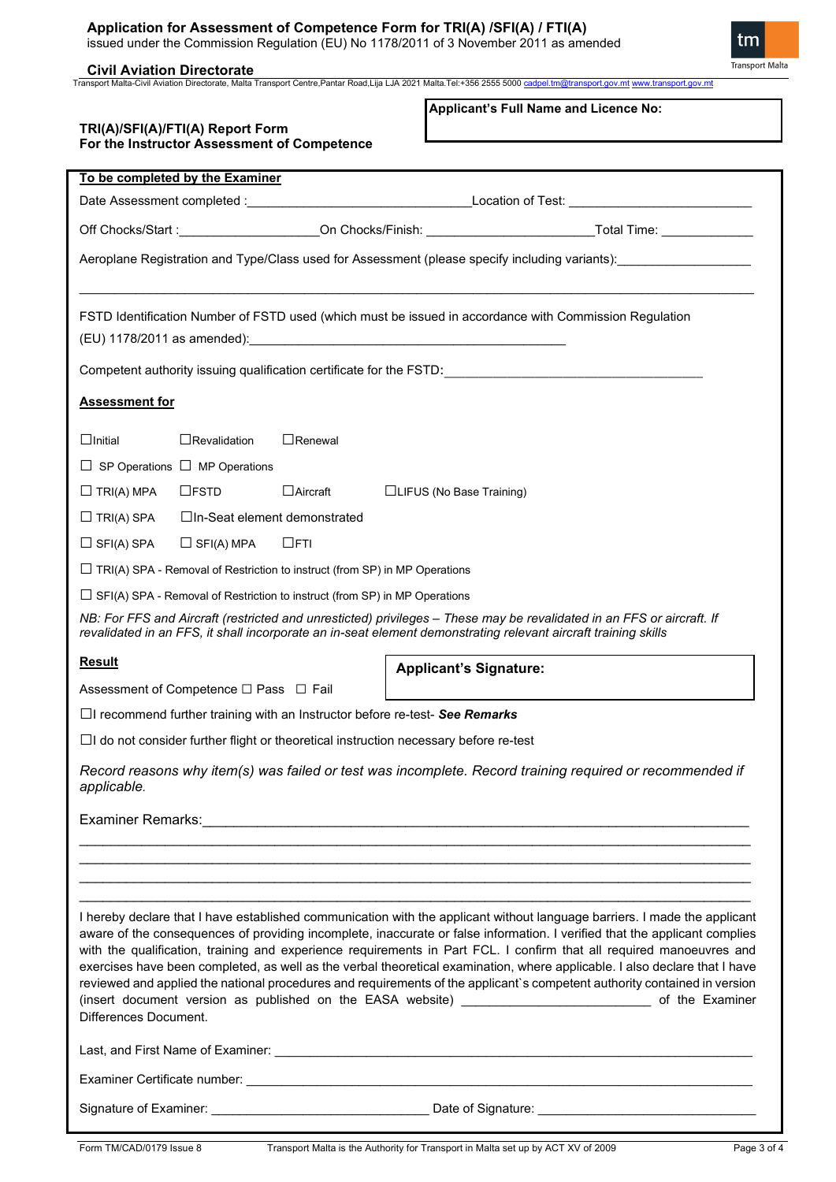# Application for Assessment of Competence Form for TRI(A) /SFI(A) / FTI(A)

issued under the Commission Regulation (EU) No 1178/2011 of 3 November 2011 as amended

**Civil Aviation Directorate**

Transport Malta-Civil Aviation Directorate, Malta Transport Centre,Pantar Road,Lija LJA 2021 Malta.Tel:+356 2555 5000 cadpel.tm@transport.gov.mt www.transport.gov.mt

**TRI(A)/SFI(A)/FTI(A) Report Form**
**For the Instructor Assessment of Competence**

**Applicant's Full Name and Licence No:**

**To be completed by the Examiner**

Date Assessment completed :______________________________ Location of Test: ________________________

Off Chocks/Start :___________________ On Chocks/Finish: ______________________ Total Time: _____________

Aeroplane Registration and Type/Class used for Assessment (please specify including variants):__________________

_____________________________________________________________________________________

FSTD Identification Number of FSTD used (which must be issued in accordance with Commission Regulation (EU) 1178/2011 as amended):_____________________________________________

Competent authority issuing qualification certificate for the FSTD:____________________________________

**Assessment for**

☐ Initial ☐ Revalidation ☐ Renewal

☐ SP Operations ☐ MP Operations

☐ TRI(A) MPA ☐ FSTD ☐ Aircraft ☐ LIFUS (No Base Training)

☐ TRI(A) SPA ☐ In-Seat element demonstrated

☐ SFI(A) SPA ☐ SFI(A) MPA ☐ FTI

☐ TRI(A) SPA - Removal of Restriction to instruct (from SP) in MP Operations

☐ SFI(A) SPA - Removal of Restriction to instruct (from SP) in MP Operations

*NB: For FFS and Aircraft (restricted and unresticted) privileges – These may be revalidated in an FFS or aircraft. If revalidated in an FFS, it shall incorporate an in-seat element demonstrating relevant aircraft training skills*

**Result**

Assessment of Competence ☐ Pass ☐ Fail

**Applicant's Signature:**

☐ I recommend further training with an Instructor before re-test- ***See Remarks***

☐ I do not consider further flight or theoretical instruction necessary before re-test

*Record reasons why item(s) was failed or test was incomplete. Record training required or recommended if applicable.*

Examiner Remarks:_____________________________________________________________________

_____________________________________________________________________________________

_____________________________________________________________________________________

_____________________________________________________________________________________

_____________________________________________________________________________________

I hereby declare that I have established communication with the applicant without language barriers. I made the applicant aware of the consequences of providing incomplete, inaccurate or false information. I verified that the applicant complies with the qualification, training and experience requirements in Part FCL. I confirm that all required manoeuvres and exercises have been completed, as well as the verbal theoretical examination, where applicable. I also declare that I have reviewed and applied the national procedures and requirements of the applicant`s competent authority contained in version (insert document version as published on the EASA website) __________________________ of the Examiner Differences Document.

Last, and First Name of Examiner: ______________________________________________________________

Examiner Certificate number: __________________________________________________________________

Signature of Examiner: ______________________________ Date of Signature: ______________________________

Form TM/CAD/0179 Issue 8 Transport Malta is the Authority for Transport in Malta set up by ACT XV of 2009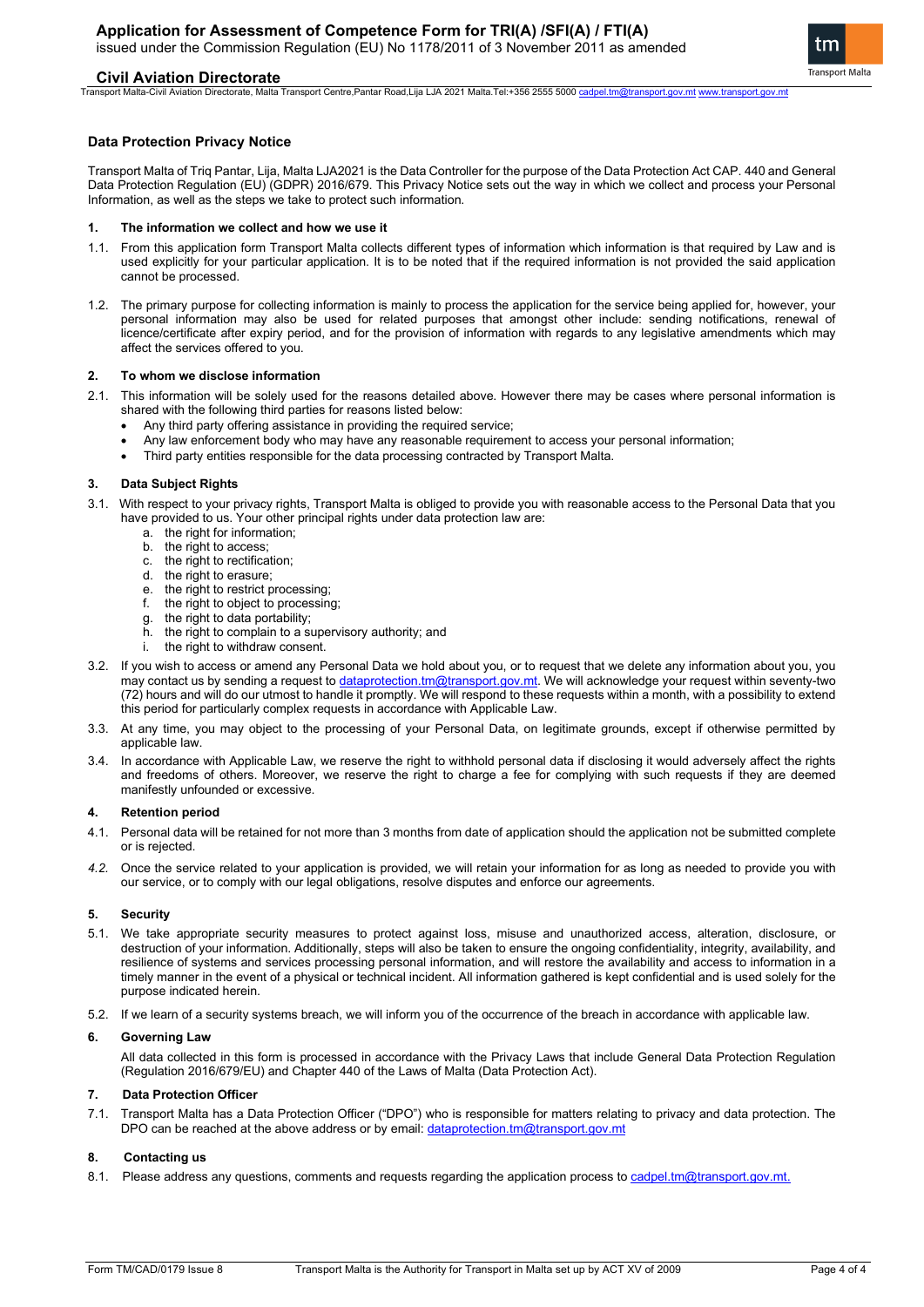## Data Protection Privacy Notice

Transport Malta of Triq Pantar, Lija, Malta LJA2021 is the Data Controller for the purpose of the Data Protection Act CAP. 440 and General Data Protection Regulation (EU) (GDPR) 2016/679. This Privacy Notice sets out the way in which we collect and process your Personal Information, as well as the steps we take to protect such information.

### 1. The information we collect and how we use it

1.1. From this application form Transport Malta collects different types of information which information is that required by Law and is used explicitly for your particular application. It is to be noted that if the required information is not provided the said application cannot be processed.

1.2. The primary purpose for collecting information is mainly to process the application for the service being applied for, however, your personal information may also be used for related purposes that amongst other include: sending notifications, renewal of licence/certificate after expiry period, and for the provision of information with regards to any legislative amendments which may affect the services offered to you.

### 2. To whom we disclose information

2.1. This information will be solely used for the reasons detailed above. However there may be cases where personal information is shared with the following third parties for reasons listed below:

- Any third party offering assistance in providing the required service;
- Any law enforcement body who may have any reasonable requirement to access your personal information;
- Third party entities responsible for the data processing contracted by Transport Malta.

### 3. Data Subject Rights

3.1. With respect to your privacy rights, Transport Malta is obliged to provide you with reasonable access to the Personal Data that you have provided to us. Your other principal rights under data protection law are:

a. the right for information;
b. the right to access;
c. the right to rectification;
d. the right to erasure;
e. the right to restrict processing;
f. the right to object to processing;
g. the right to data portability;
h. the right to complain to a supervisory authority; and
i. the right to withdraw consent.

3.2. If you wish to access or amend any Personal Data we hold about you, or to request that we delete any information about you, you may contact us by sending a request to dataprotection.tm@transport.gov.mt. We will acknowledge your request within seventy-two (72) hours and will do our utmost to handle it promptly. We will respond to these requests within a month, with a possibility to extend this period for particularly complex requests in accordance with Applicable Law.

3.3. At any time, you may object to the processing of your Personal Data, on legitimate grounds, except if otherwise permitted by applicable law.

3.4. In accordance with Applicable Law, we reserve the right to withhold personal data if disclosing it would adversely affect the rights and freedoms of others. Moreover, we reserve the right to charge a fee for complying with such requests if they are deemed manifestly unfounded or excessive.

### 4. Retention period

4.1. Personal data will be retained for not more than 3 months from date of application should the application not be submitted complete or is rejected.

*4.2.* Once the service related to your application is provided, we will retain your information for as long as needed to provide you with our service, or to comply with our legal obligations, resolve disputes and enforce our agreements.

### 5. Security

5.1. We take appropriate security measures to protect against loss, misuse and unauthorized access, alteration, disclosure, or destruction of your information. Additionally, steps will also be taken to ensure the ongoing confidentiality, integrity, availability, and resilience of systems and services processing personal information, and will restore the availability and access to information in a timely manner in the event of a physical or technical incident. All information gathered is kept confidential and is used solely for the purpose indicated herein.

5.2. If we learn of a security systems breach, we will inform you of the occurrence of the breach in accordance with applicable law.

### 6. Governing Law

All data collected in this form is processed in accordance with the Privacy Laws that include General Data Protection Regulation (Regulation 2016/679/EU) and Chapter 440 of the Laws of Malta (Data Protection Act).

### 7. Data Protection Officer

7.1. Transport Malta has a Data Protection Officer ("DPO") who is responsible for matters relating to privacy and data protection. The DPO can be reached at the above address or by email: dataprotection.tm@transport.gov.mt

### 8. Contacting us

8.1. Please address any questions, comments and requests regarding the application process to cadpel.tm@transport.gov.mt.